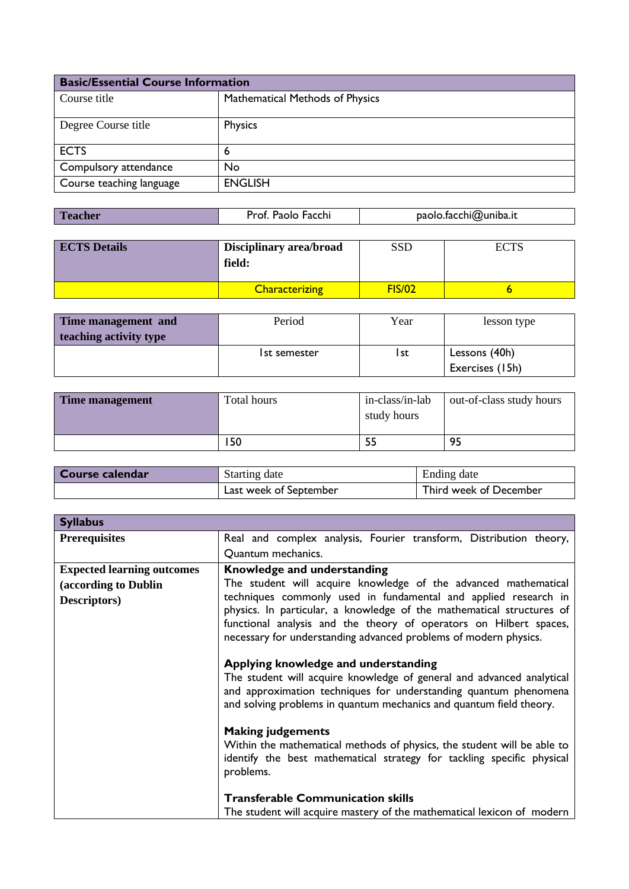| Basic/Essential Course Information | |
|---|---|
| Course title | Mathematical Methods of Physics |
| Degree Course title | Physics |
| ECTS | 6 |
| Compulsory attendance | No |
| Course teaching language | ENGLISH |

| Teacher | Prof. Paolo Facchi | paolo.facchi@uniba.it |
|---|---|---|

| ECTS Details | Disciplinary area/broad field: | SSD | ECTS |
|---|---|---|---|
| | Characterizing | FIS/02 | 6 |

| Time management and teaching activity type | Period | Year | lesson type |
|---|---|---|---|
| | 1st semester | 1st | Lessons (40h)<br>Exercises (15h) |

| Time management | Total hours | in-class/in-lab study hours | out-of-class study hours |
|---|---|---|---|
| | 150 | 55 | 95 |

| Course calendar | Starting date | Ending date |
|---|---|---|
| | Last week of September | Third week of December |

| Syllabus | |
|---|---|
| **Prerequisites** | Real and complex analysis, Fourier transform, Distribution theory, Quantum mechanics. |
| **Expected learning outcomes (according to Dublin Descriptors)** | **Knowledge and understanding**<br>The student will acquire knowledge of the advanced mathematical techniques commonly used in fundamental and applied research in physics. In particular, a knowledge of the mathematical structures of functional analysis and the theory of operators on Hilbert spaces, necessary for understanding advanced problems of modern physics.<br><br>**Applying knowledge and understanding**<br>The student will acquire knowledge of general and advanced analytical and approximation techniques for understanding quantum phenomena and solving problems in quantum mechanics and quantum field theory.<br><br>**Making judgements**<br>Within the mathematical methods of physics, the student will be able to identify the best mathematical strategy for tackling specific physical problems.<br><br>**Transferable Communication skills**<br>The student will acquire mastery of the mathematical lexicon of modern |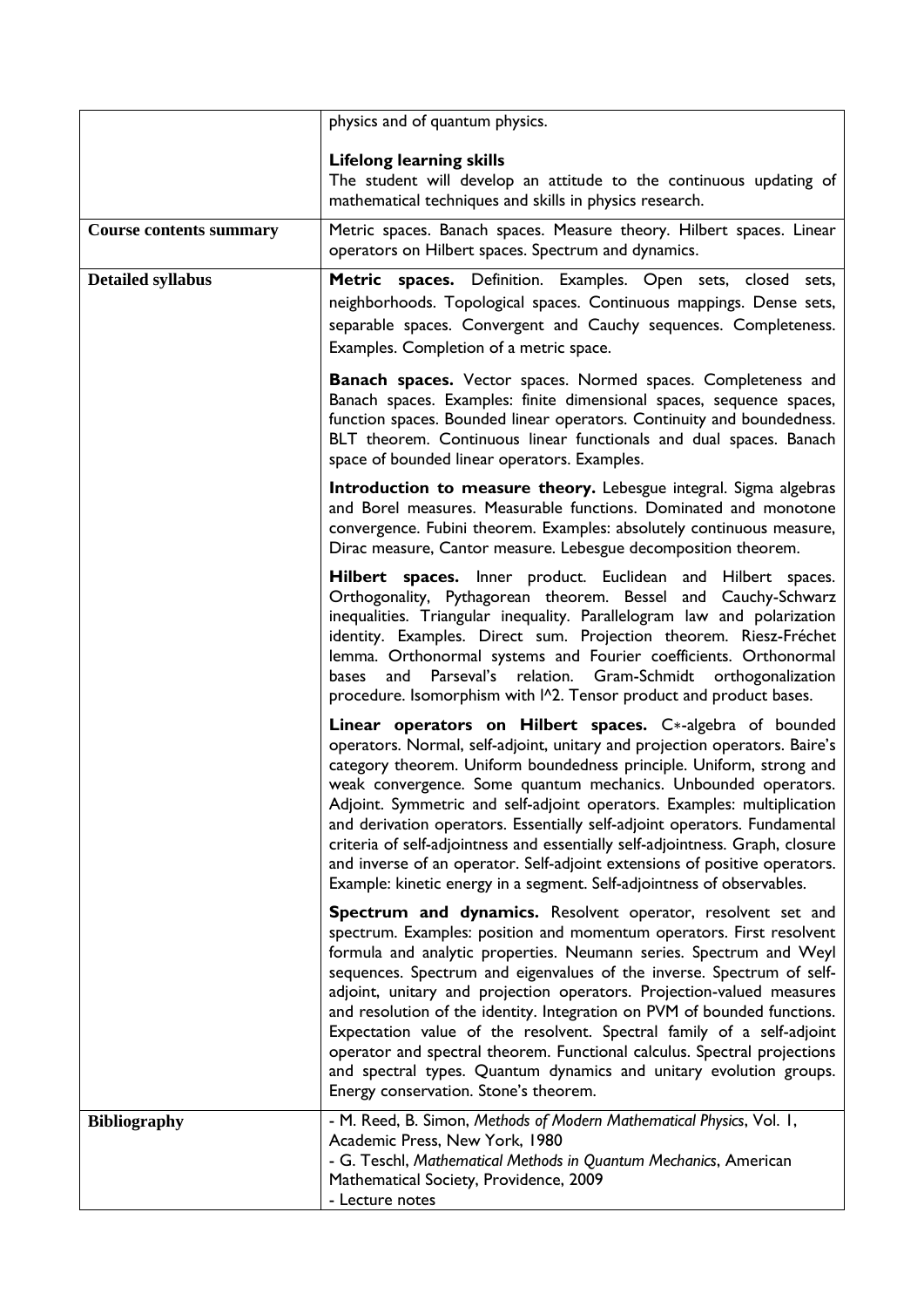| | |
|---|---|
| | physics and of quantum physics.<br><br>**Lifelong learning skills**<br>The student will develop an attitude to the continuous updating of mathematical techniques and skills in physics research. |
| **Course contents summary** | Metric spaces. Banach spaces. Measure theory. Hilbert spaces. Linear operators on Hilbert spaces. Spectrum and dynamics. |
| **Detailed syllabus** | **Metric spaces.** Definition. Examples. Open sets, closed sets, neighborhoods. Topological spaces. Continuous mappings. Dense sets, separable spaces. Convergent and Cauchy sequences. Completeness. Examples. Completion of a metric space.<br><br>**Banach spaces.** Vector spaces. Normed spaces. Completeness and Banach spaces. Examples: finite dimensional spaces, sequence spaces, function spaces. Bounded linear operators. Continuity and boundedness. BLT theorem. Continuous linear functionals and dual spaces. Banach space of bounded linear operators. Examples.<br><br>**Introduction to measure theory.** Lebesgue integral. Sigma algebras and Borel measures. Measurable functions. Dominated and monotone convergence. Fubini theorem. Examples: absolutely continuous measure, Dirac measure, Cantor measure. Lebesgue decomposition theorem.<br><br>**Hilbert spaces.** Inner product. Euclidean and Hilbert spaces. Orthogonality, Pythagorean theorem. Bessel and Cauchy-Schwarz inequalities. Triangular inequality. Parallelogram law and polarization identity. Examples. Direct sum. Projection theorem. Riesz-Fréchet lemma. Orthonormal systems and Fourier coefficients. Orthonormal bases and Parseval's relation. Gram-Schmidt orthogonalization procedure. Isomorphism with l^2. Tensor product and product bases.<br><br>**Linear operators on Hilbert spaces.** C*-algebra of bounded operators. Normal, self-adjoint, unitary and projection operators. Baire's category theorem. Uniform boundedness principle. Uniform, strong and weak convergence. Some quantum mechanics. Unbounded operators. Adjoint. Symmetric and self-adjoint operators. Examples: multiplication and derivation operators. Essentially self-adjoint operators. Fundamental criteria of self-adjointness and essentially self-adjointness. Graph, closure and inverse of an operator. Self-adjoint extensions of positive operators. Example: kinetic energy in a segment. Self-adjointness of observables.<br><br>**Spectrum and dynamics.** Resolvent operator, resolvent set and spectrum. Examples: position and momentum operators. First resolvent formula and analytic properties. Neumann series. Spectrum and Weyl sequences. Spectrum and eigenvalues of the inverse. Spectrum of self-adjoint, unitary and projection operators. Projection-valued measures and resolution of the identity. Integration on PVM of bounded functions. Expectation value of the resolvent. Spectral family of a self-adjoint operator and spectral theorem. Functional calculus. Spectral projections and spectral types. Quantum dynamics and unitary evolution groups. Energy conservation. Stone's theorem. |
| **Bibliography** | - M. Reed, B. Simon, *Methods of Modern Mathematical Physics*, Vol. 1, Academic Press, New York, 1980<br>- G. Teschl, *Mathematical Methods in Quantum Mechanics*, American Mathematical Society, Providence, 2009<br>- Lecture notes |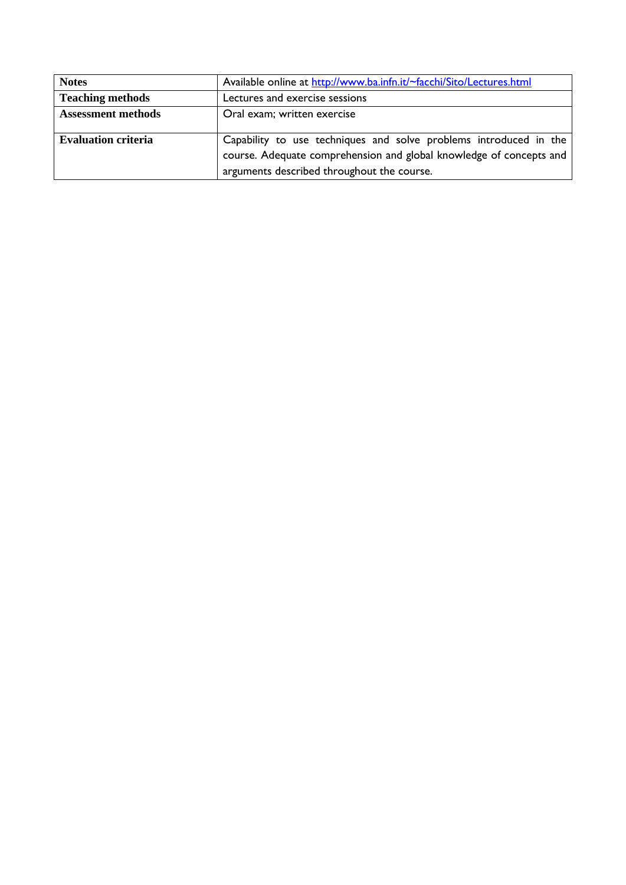| | |
|---|---|
| **Notes** | Available online at http://www.ba.infn.it/~facchi/Sito/Lectures.html |
| **Teaching methods** | Lectures and exercise sessions |
| **Assessment methods** | Oral exam; written exercise |
| **Evaluation criteria** | Capability to use techniques and solve problems introduced in the course. Adequate comprehension and global knowledge of concepts and arguments described throughout the course. |